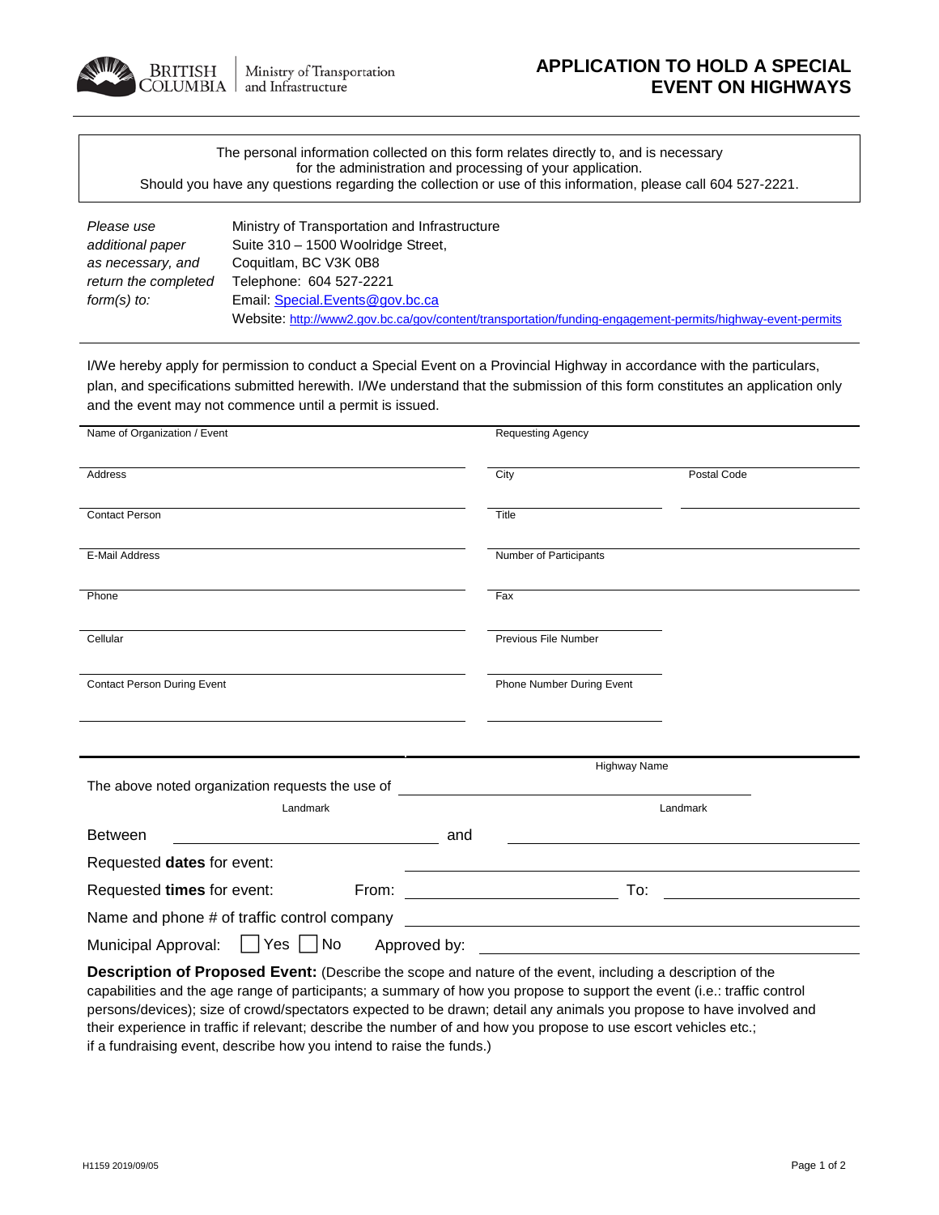British Columbia — Ministry of Transportation and Infrastructure

# APPLICATION TO HOLD A SPECIAL EVENT ON HIGHWAYS

The personal information collected on this form relates directly to, and is necessary for the administration and processing of your application.
Should you have any questions regarding the collection or use of this information, please call 604 527-2221.

| | |
|---|---|
| *Please use additional paper as necessary, and return the completed form(s) to:* | Ministry of Transportation and Infrastructure<br>Suite 310 – 1500 Woolridge Street,<br>Coquitlam, BC V3K 0B8<br>Telephone: 604 527-2221<br>Email: Special.Events@gov.bc.ca<br>Website: http://www2.gov.bc.ca/gov/content/transportation/funding-engagement-permits/highway-event-permits |

I/We hereby apply for permission to conduct a Special Event on a Provincial Highway in accordance with the particulars, plan, and specifications submitted herewith. I/We understand that the submission of this form constitutes an application only and the event may not commence until a permit is issued.

| | | |
|---|---|---|
| Name of Organization / Event | Requesting Agency | |
| Address | City | Postal Code |
| Contact Person | Title | |
| E-Mail Address | Number of Participants | |
| Phone | Fax | |
| Cellular | Previous File Number | |
| Contact Person During Event | Phone Number During Event | |

The above noted organization requests the use of ____________________ (Highway Name)

Between ____________________ (Landmark) and ____________________ (Landmark)

Requested **dates** for event: ____________________

Requested **times** for event: From: ____________________ To: ____________________

Name and phone # of traffic control company ____________________

Municipal Approval: ☐ Yes ☐ No Approved by: ____________________

**Description of Proposed Event:** (Describe the scope and nature of the event, including a description of the capabilities and the age range of participants; a summary of how you propose to support the event (i.e.: traffic control persons/devices); size of crowd/spectators expected to be drawn; detail any animals you propose to have involved and their experience in traffic if relevant; describe the number of and how you propose to use escort vehicles etc.; if a fundraising event, describe how you intend to raise the funds.)

H1159 2019/09/05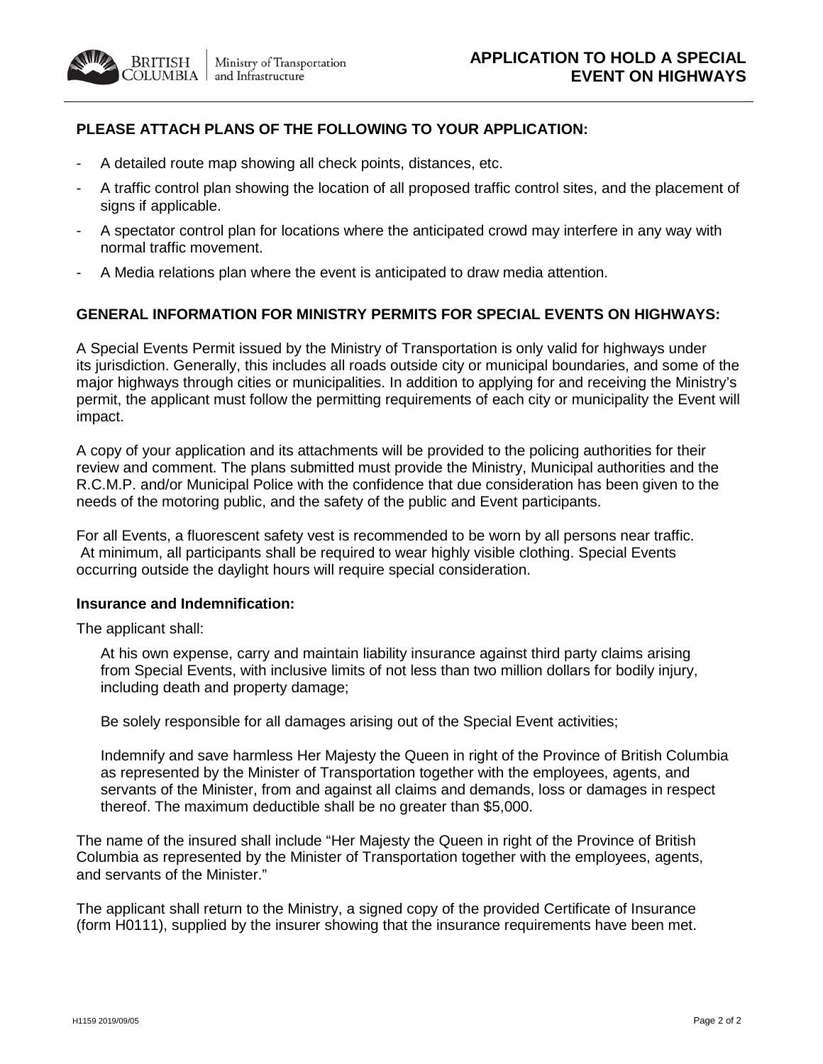## PLEASE ATTACH PLANS OF THE FOLLOWING TO YOUR APPLICATION:

- A detailed route map showing all check points, distances, etc.
- A traffic control plan showing the location of all proposed traffic control sites, and the placement of signs if applicable.
- A spectator control plan for locations where the anticipated crowd may interfere in any way with normal traffic movement.
- A Media relations plan where the event is anticipated to draw media attention.

## GENERAL INFORMATION FOR MINISTRY PERMITS FOR SPECIAL EVENTS ON HIGHWAYS:

A Special Events Permit issued by the Ministry of Transportation is only valid for highways under its jurisdiction. Generally, this includes all roads outside city or municipal boundaries, and some of the major highways through cities or municipalities. In addition to applying for and receiving the Ministry's permit, the applicant must follow the permitting requirements of each city or municipality the Event will impact.

A copy of your application and its attachments will be provided to the policing authorities for their review and comment. The plans submitted must provide the Ministry, Municipal authorities and the R.C.M.P. and/or Municipal Police with the confidence that due consideration has been given to the needs of the motoring public, and the safety of the public and Event participants.

For all Events, a fluorescent safety vest is recommended to be worn by all persons near traffic. At minimum, all participants shall be required to wear highly visible clothing. Special Events occurring outside the daylight hours will require special consideration.

### Insurance and Indemnification:

The applicant shall:

At his own expense, carry and maintain liability insurance against third party claims arising from Special Events, with inclusive limits of not less than two million dollars for bodily injury, including death and property damage;

Be solely responsible for all damages arising out of the Special Event activities;

Indemnify and save harmless Her Majesty the Queen in right of the Province of British Columbia as represented by the Minister of Transportation together with the employees, agents, and servants of the Minister, from and against all claims and demands, loss or damages in respect thereof. The maximum deductible shall be no greater than $5,000.

The name of the insured shall include "Her Majesty the Queen in right of the Province of British Columbia as represented by the Minister of Transportation together with the employees, agents, and servants of the Minister."

The applicant shall return to the Ministry, a signed copy of the provided Certificate of Insurance (form H0111), supplied by the insurer showing that the insurance requirements have been met.